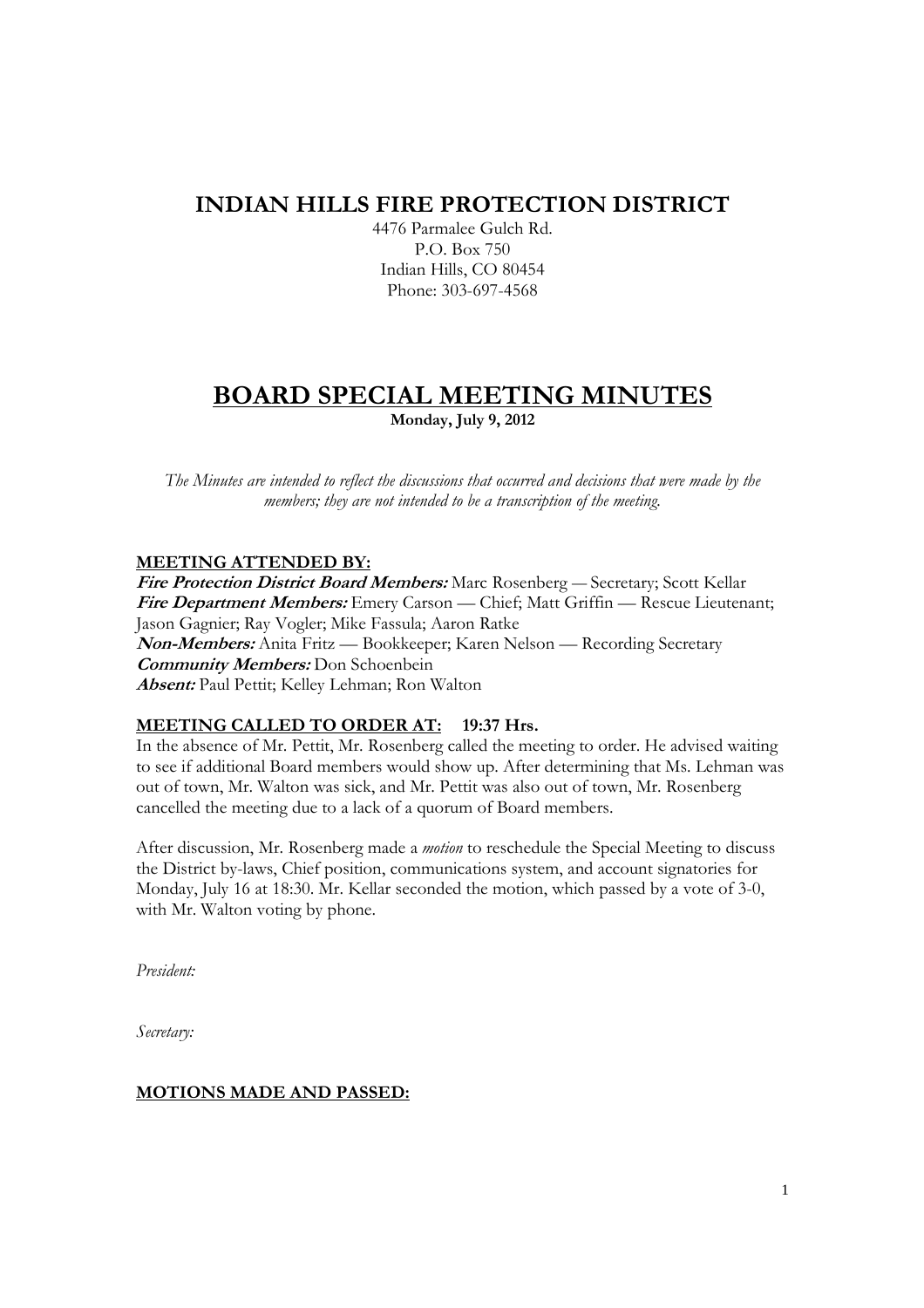# INDIAN HILLS FIRE PROTECTION DISTRICT

4476 Parmalee Gulch Rd.
P.O. Box 750
Indian Hills, CO 80454
Phone: 303-697-4568

# BOARD SPECIAL MEETING MINUTES

**Monday, July 9, 2012**

*The Minutes are intended to reflect the discussions that occurred and decisions that were made by the members; they are not intended to be a transcription of the meeting.*

## MEETING ATTENDED BY:

***Fire Protection District Board Members:*** Marc Rosenberg — Secretary; Scott Kellar
***Fire Department Members:*** Emery Carson — Chief; Matt Griffin — Rescue Lieutenant; Jason Gagnier; Ray Vogler; Mike Fassula; Aaron Ratke
***Non-Members:*** Anita Fritz — Bookkeeper; Karen Nelson — Recording Secretary
***Community Members:*** Don Schoenbein
***Absent:*** Paul Pettit; Kelley Lehman; Ron Walton

## MEETING CALLED TO ORDER AT: 19:37 Hrs.

In the absence of Mr. Pettit, Mr. Rosenberg called the meeting to order. He advised waiting to see if additional Board members would show up. After determining that Ms. Lehman was out of town, Mr. Walton was sick, and Mr. Pettit was also out of town, Mr. Rosenberg cancelled the meeting due to a lack of a quorum of Board members.

After discussion, Mr. Rosenberg made a *motion* to reschedule the Special Meeting to discuss the District by-laws, Chief position, communications system, and account signatories for Monday, July 16 at 18:30. Mr. Kellar seconded the motion, which passed by a vote of 3-0, with Mr. Walton voting by phone.

*President:*

*Secretary:*

## MOTIONS MADE AND PASSED: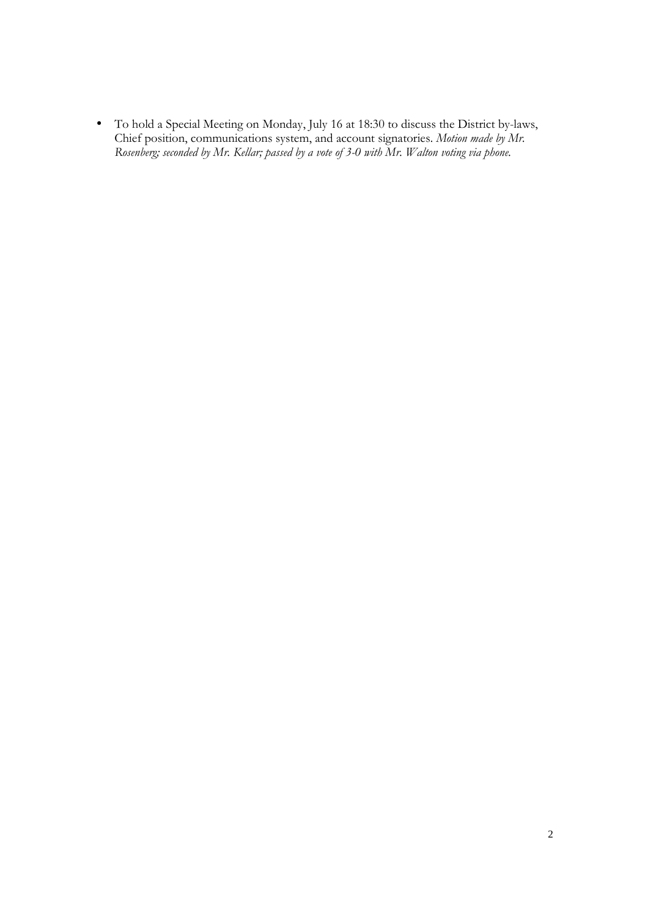- To hold a Special Meeting on Monday, July 16 at 18:30 to discuss the District by-laws, Chief position, communications system, and account signatories. *Motion made by Mr. Rosenberg; seconded by Mr. Kellar; passed by a vote of 3-0 with Mr. Walton voting via phone.*